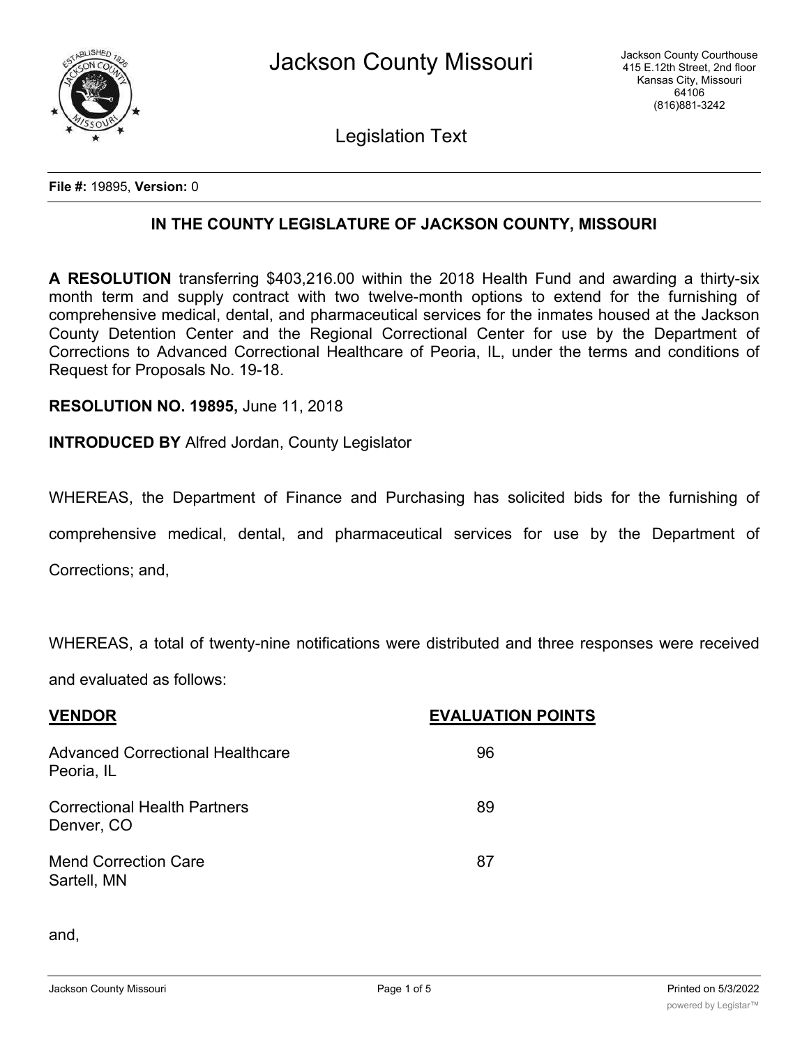# Jackson County Missouri

Jackson County Courthouse
415 E.12th Street, 2nd floor
Kansas City, Missouri
64106
(816)881-3242

## Legislation Text

**File #:** 19895, **Version:** 0

### IN THE COUNTY LEGISLATURE OF JACKSON COUNTY, MISSOURI

**A RESOLUTION** transferring $403,216.00 within the 2018 Health Fund and awarding a thirty-six month term and supply contract with two twelve-month options to extend for the furnishing of comprehensive medical, dental, and pharmaceutical services for the inmates housed at the Jackson County Detention Center and the Regional Correctional Center for use by the Department of Corrections to Advanced Correctional Healthcare of Peoria, IL, under the terms and conditions of Request for Proposals No. 19-18.

**RESOLUTION NO. 19895,** June 11, 2018

**INTRODUCED BY** Alfred Jordan, County Legislator

WHEREAS, the Department of Finance and Purchasing has solicited bids for the furnishing of comprehensive medical, dental, and pharmaceutical services for use by the Department of Corrections; and,

WHEREAS, a total of twenty-nine notifications were distributed and three responses were received and evaluated as follows:

| VENDOR | EVALUATION POINTS |
| --- | --- |
| Advanced Correctional Healthcare<br>Peoria, IL | 96 |
| Correctional Health Partners<br>Denver, CO | 89 |
| Mend Correction Care<br>Sartell, MN | 87 |

and,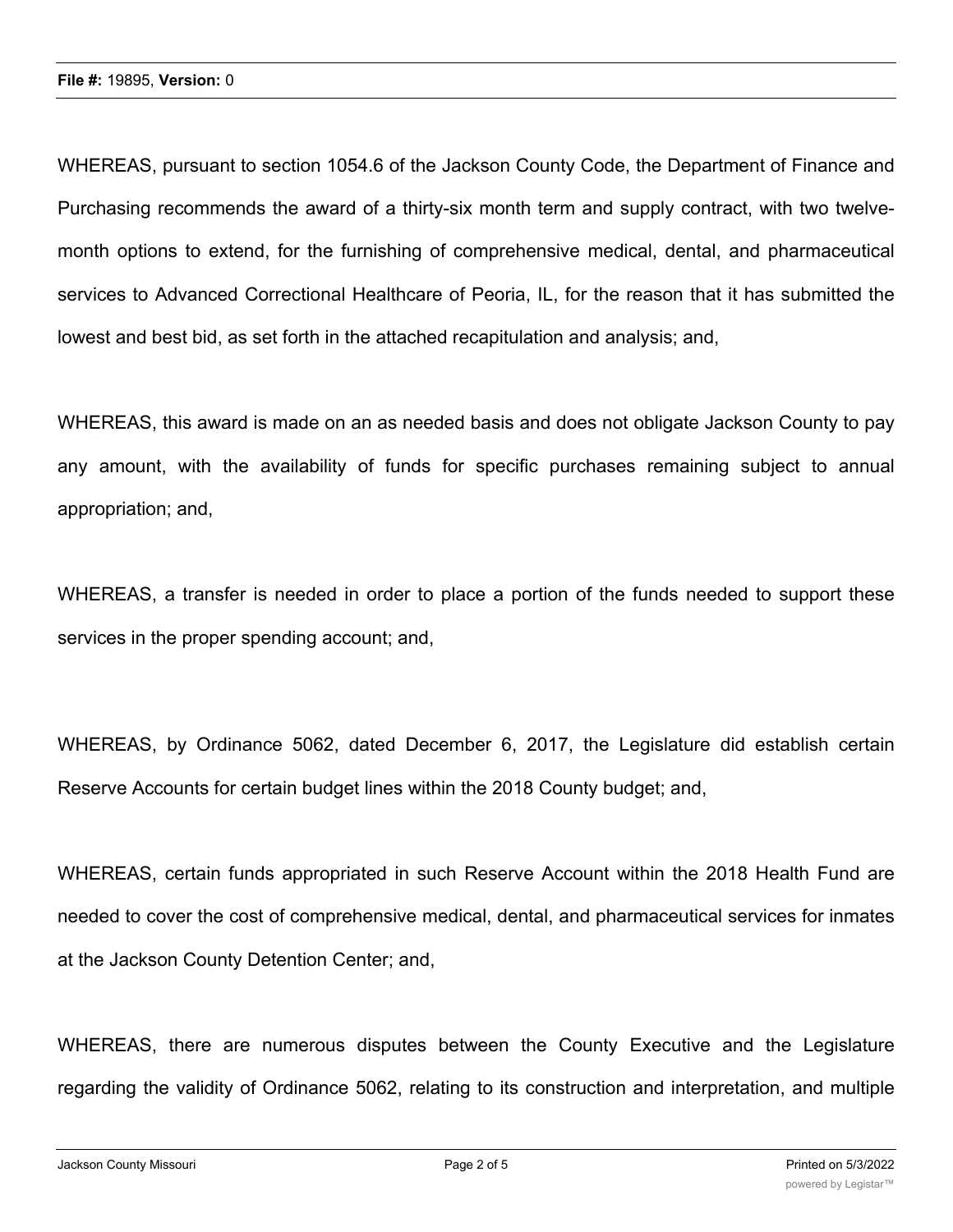WHEREAS, pursuant to section 1054.6 of the Jackson County Code, the Department of Finance and Purchasing recommends the award of a thirty-six month term and supply contract, with two twelve-month options to extend, for the furnishing of comprehensive medical, dental, and pharmaceutical services to Advanced Correctional Healthcare of Peoria, IL, for the reason that it has submitted the lowest and best bid, as set forth in the attached recapitulation and analysis; and,

WHEREAS, this award is made on an as needed basis and does not obligate Jackson County to pay any amount, with the availability of funds for specific purchases remaining subject to annual appropriation; and,

WHEREAS, a transfer is needed in order to place a portion of the funds needed to support these services in the proper spending account; and,

WHEREAS, by Ordinance 5062, dated December 6, 2017, the Legislature did establish certain Reserve Accounts for certain budget lines within the 2018 County budget; and,

WHEREAS, certain funds appropriated in such Reserve Account within the 2018 Health Fund are needed to cover the cost of comprehensive medical, dental, and pharmaceutical services for inmates at the Jackson County Detention Center; and,

WHEREAS, there are numerous disputes between the County Executive and the Legislature regarding the validity of Ordinance 5062, relating to its construction and interpretation, and multiple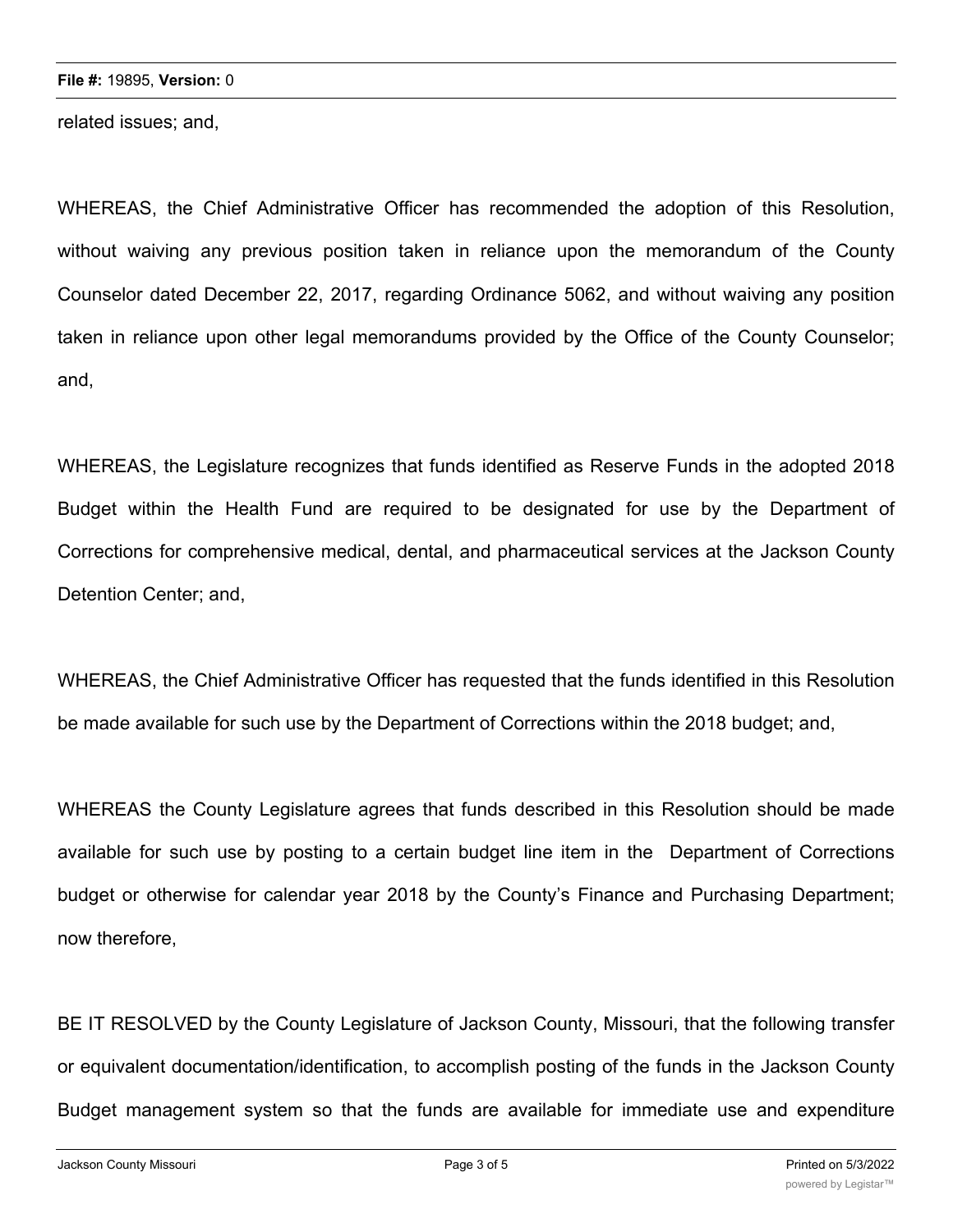related issues; and,

WHEREAS, the Chief Administrative Officer has recommended the adoption of this Resolution, without waiving any previous position taken in reliance upon the memorandum of the County Counselor dated December 22, 2017, regarding Ordinance 5062, and without waiving any position taken in reliance upon other legal memorandums provided by the Office of the County Counselor; and,

WHEREAS, the Legislature recognizes that funds identified as Reserve Funds in the adopted 2018 Budget within the Health Fund are required to be designated for use by the Department of Corrections for comprehensive medical, dental, and pharmaceutical services at the Jackson County Detention Center; and,

WHEREAS, the Chief Administrative Officer has requested that the funds identified in this Resolution be made available for such use by the Department of Corrections within the 2018 budget; and,

WHEREAS the County Legislature agrees that funds described in this Resolution should be made available for such use by posting to a certain budget line item in the Department of Corrections budget or otherwise for calendar year 2018 by the County's Finance and Purchasing Department; now therefore,

BE IT RESOLVED by the County Legislature of Jackson County, Missouri, that the following transfer or equivalent documentation/identification, to accomplish posting of the funds in the Jackson County Budget management system so that the funds are available for immediate use and expenditure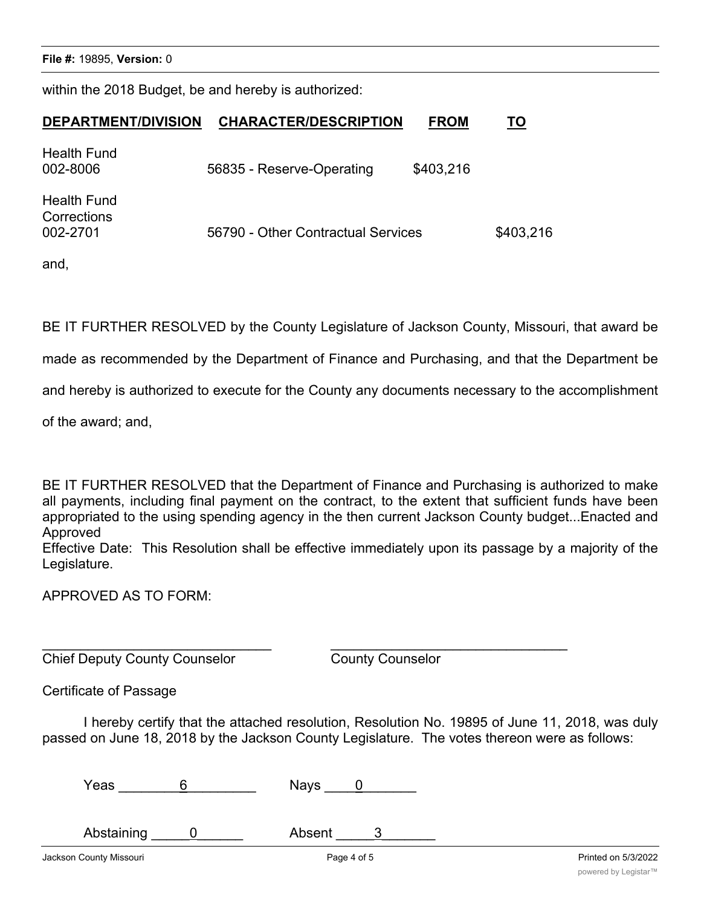**File #:** 19895, **Version:** 0

within the 2018 Budget, be and hereby is authorized:

| DEPARTMENT/DIVISION | CHARACTER/DESCRIPTION | FROM | TO |
|---|---|---|---|
| Health Fund 002-8006 | 56835 - Reserve-Operating | $403,216 | |
| Health Fund Corrections 002-2701 | 56790 - Other Contractual Services | | $403,216 |

and,

BE IT FURTHER RESOLVED by the County Legislature of Jackson County, Missouri, that award be made as recommended by the Department of Finance and Purchasing, and that the Department be and hereby is authorized to execute for the County any documents necessary to the accomplishment of the award; and,

BE IT FURTHER RESOLVED that the Department of Finance and Purchasing is authorized to make all payments, including final payment on the contract, to the extent that sufficient funds have been appropriated to the using spending agency in the then current Jackson County budget...Enacted and Approved

Effective Date: This Resolution shall be effective immediately upon its passage by a majority of the Legislature.

APPROVED AS TO FORM:

______________________________ ________________________________

Chief Deputy County Counselor County Counselor

Certificate of Passage

I hereby certify that the attached resolution, Resolution No. 19895 of June 11, 2018, was duly passed on June 18, 2018 by the Jackson County Legislature. The votes thereon were as follows:

Yeas ________6________ Nays ____0_______

Abstaining _____0______ Absent _____3_______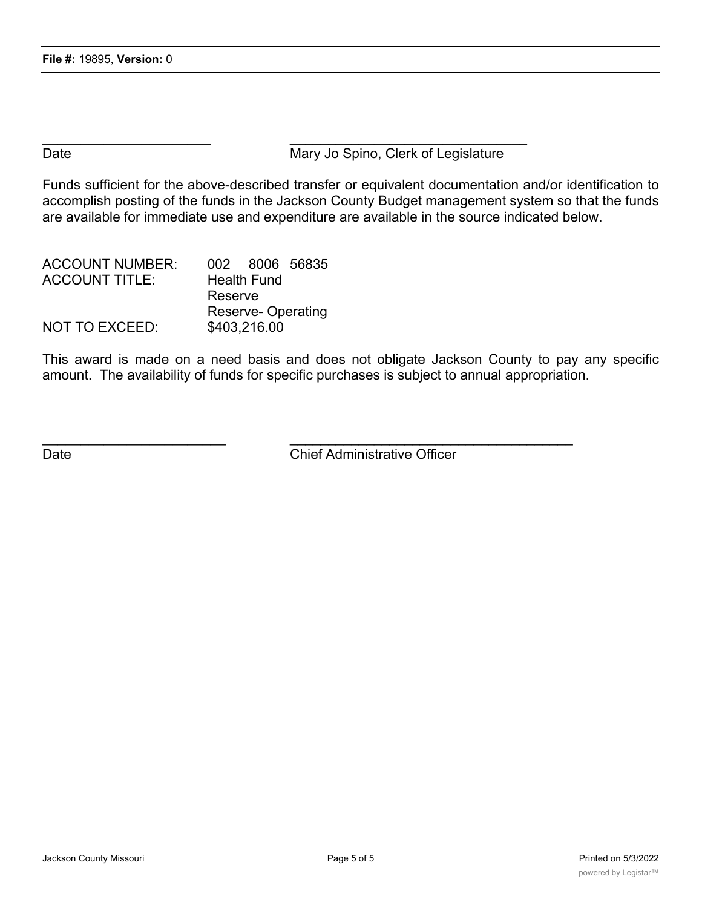_______________________ _________________________________

Date Mary Jo Spino, Clerk of Legislature

Funds sufficient for the above-described transfer or equivalent documentation and/or identification to accomplish posting of the funds in the Jackson County Budget management system so that the funds are available for immediate use and expenditure are available in the source indicated below.

| | |
|---|---|
| ACCOUNT NUMBER: | 002 8006 56835 |
| ACCOUNT TITLE: | Health Fund<br>Reserve<br>Reserve- Operating |
| NOT TO EXCEED: | $403,216.00 |

This award is made on a need basis and does not obligate Jackson County to pay any specific amount. The availability of funds for specific purchases is subject to annual appropriation.

_________________________ _______________________________________

Date Chief Administrative Officer